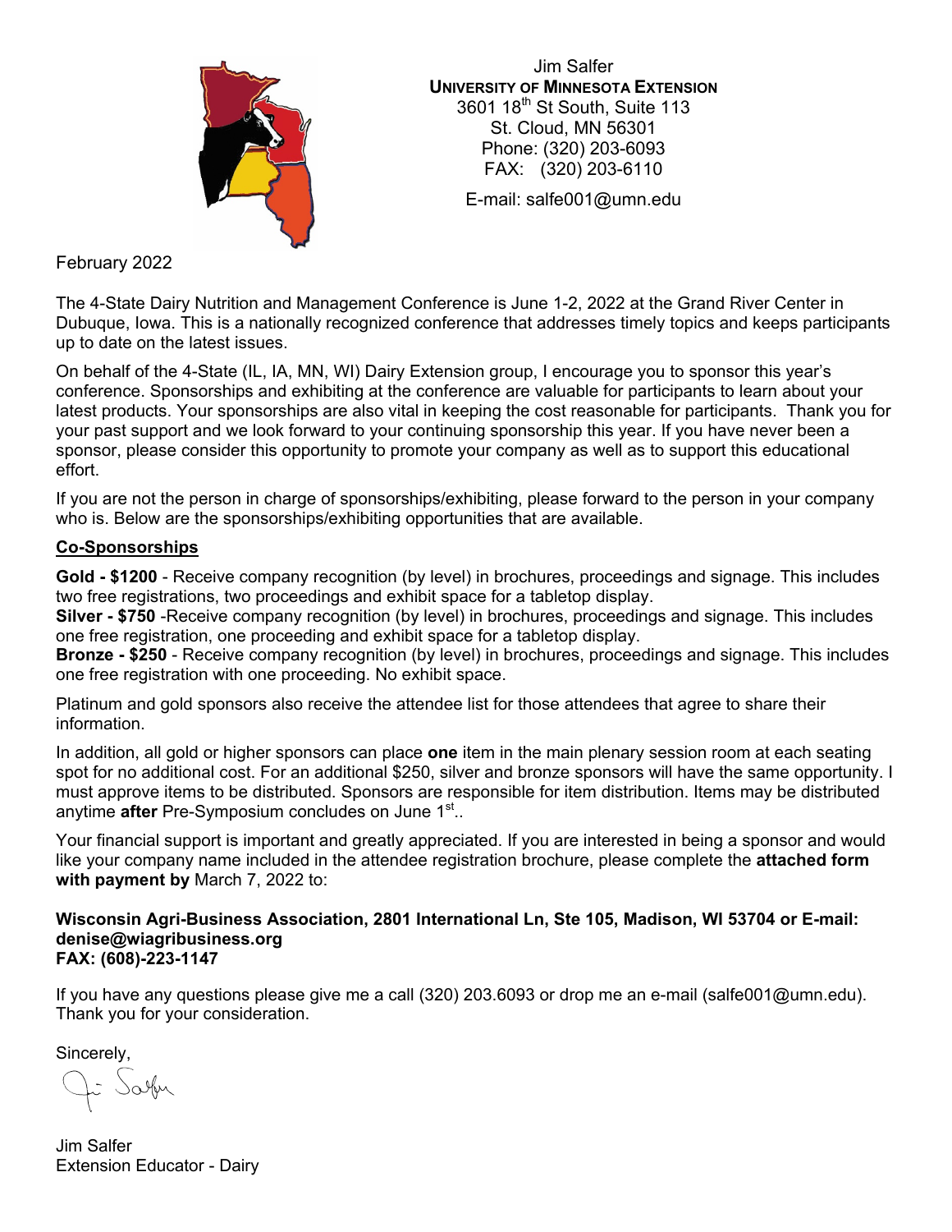Jim Salfer
**UNIVERSITY OF MINNESOTA EXTENSION**
3601 18th St South, Suite 113
St. Cloud, MN 56301
Phone: (320) 203-6093
FAX: (320) 203-6110

E-mail: salfe001@umn.edu

February 2022

The 4-State Dairy Nutrition and Management Conference is June 1-2, 2022 at the Grand River Center in Dubuque, Iowa. This is a nationally recognized conference that addresses timely topics and keeps participants up to date on the latest issues.

On behalf of the 4-State (IL, IA, MN, WI) Dairy Extension group, I encourage you to sponsor this year's conference. Sponsorships and exhibiting at the conference are valuable for participants to learn about your latest products. Your sponsorships are also vital in keeping the cost reasonable for participants. Thank you for your past support and we look forward to your continuing sponsorship this year. If you have never been a sponsor, please consider this opportunity to promote your company as well as to support this educational effort.

If you are not the person in charge of sponsorships/exhibiting, please forward to the person in your company who is. Below are the sponsorships/exhibiting opportunities that are available.

## Co-Sponsorships

**Gold - $1200** - Receive company recognition (by level) in brochures, proceedings and signage. This includes two free registrations, two proceedings and exhibit space for a tabletop display.
**Silver - $750** -Receive company recognition (by level) in brochures, proceedings and signage. This includes one free registration, one proceeding and exhibit space for a tabletop display.
**Bronze - $250** - Receive company recognition (by level) in brochures, proceedings and signage. This includes one free registration with one proceeding. No exhibit space.

Platinum and gold sponsors also receive the attendee list for those attendees that agree to share their information.

In addition, all gold or higher sponsors can place **one** item in the main plenary session room at each seating spot for no additional cost. For an additional $250, silver and bronze sponsors will have the same opportunity. I must approve items to be distributed. Sponsors are responsible for item distribution. Items may be distributed anytime **after** Pre-Symposium concludes on June 1st..

Your financial support is important and greatly appreciated. If you are interested in being a sponsor and would like your company name included in the attendee registration brochure, please complete the **attached form with payment by** March 7, 2022 to:

**Wisconsin Agri-Business Association, 2801 International Ln, Ste 105, Madison, WI 53704 or E-mail: denise@wiagribusiness.org**
**FAX: (608)-223-1147**

If you have any questions please give me a call (320) 203.6093 or drop me an e-mail (salfe001@umn.edu). Thank you for your consideration.

Sincerely,

Jim Salfer
Extension Educator - Dairy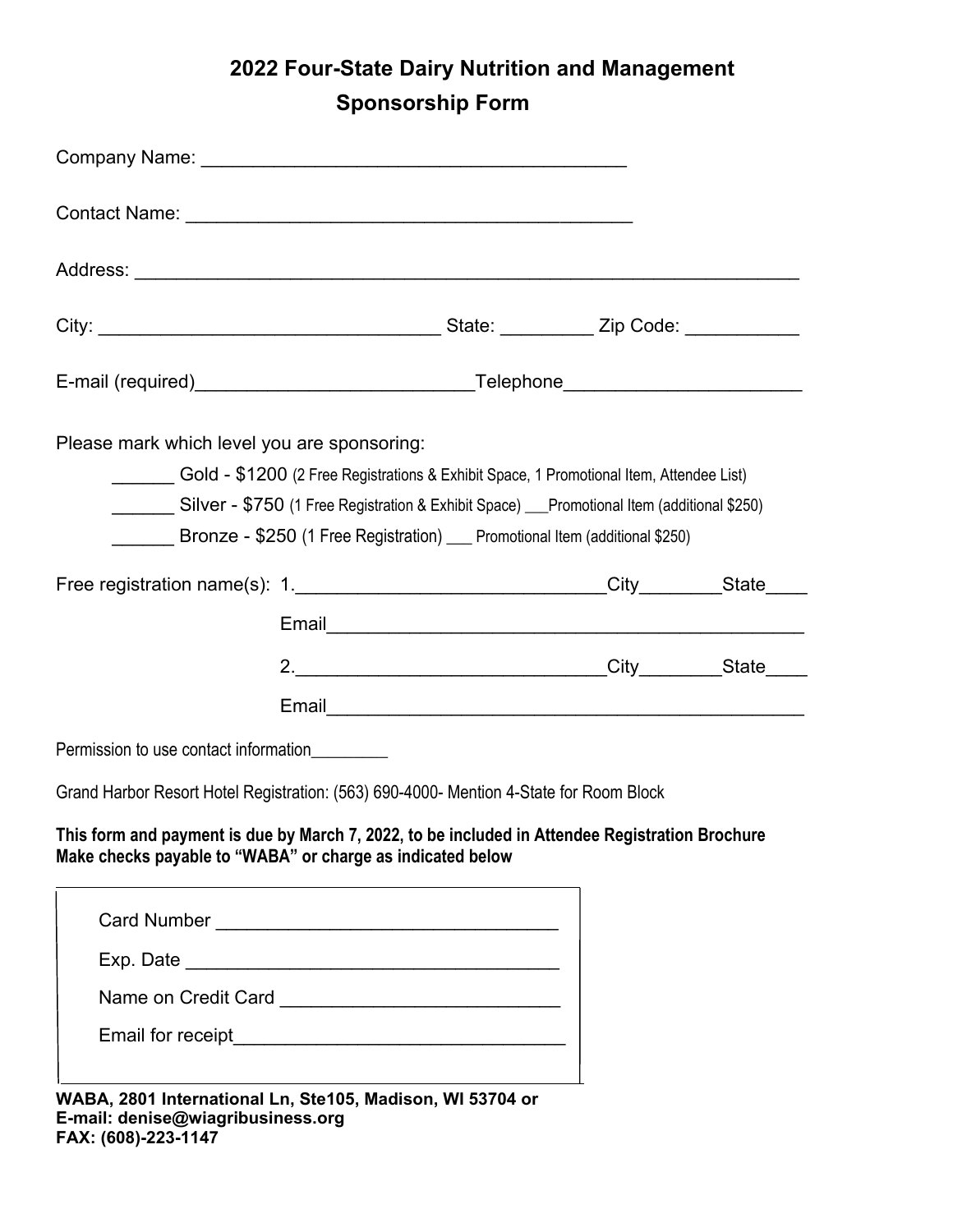# 2022 Four-State Dairy Nutrition and Management

## Sponsorship Form

Company Name: ________________________________________

Contact Name: __________________________________________

Address: ______________________________________________________________

City: ________________________________ State: _________ Zip Code: ___________

E-mail (required)__________________________Telephone______________________

Please mark which level you are sponsoring:

______ Gold - $1200 (2 Free Registrations & Exhibit Space, 1 Promotional Item, Attendee List)

______ Silver - $750 (1 Free Registration & Exhibit Space) ___Promotional Item (additional $250)

______ Bronze - $250 (1 Free Registration) ___ Promotional Item (additional $250)

Free registration name(s): 1._____________________________City________State____

Email____________________________________________

2._____________________________City________State____

Email____________________________________________

Permission to use contact information_________

Grand Harbor Resort Hotel Registration: (563) 690-4000- Mention 4-State for Room Block

**This form and payment is due by March 7, 2022, to be included in Attendee Registration Brochure**
**Make checks payable to "WABA" or charge as indicated below**

Card Number ________________________________

Exp. Date ___________________________________

Name on Credit Card __________________________

Email for receipt_______________________________

**WABA, 2801 International Ln, Ste105, Madison, WI 53704 or**
**E-mail: denise@wiagribusiness.org**
**FAX: (608)-223-1147**